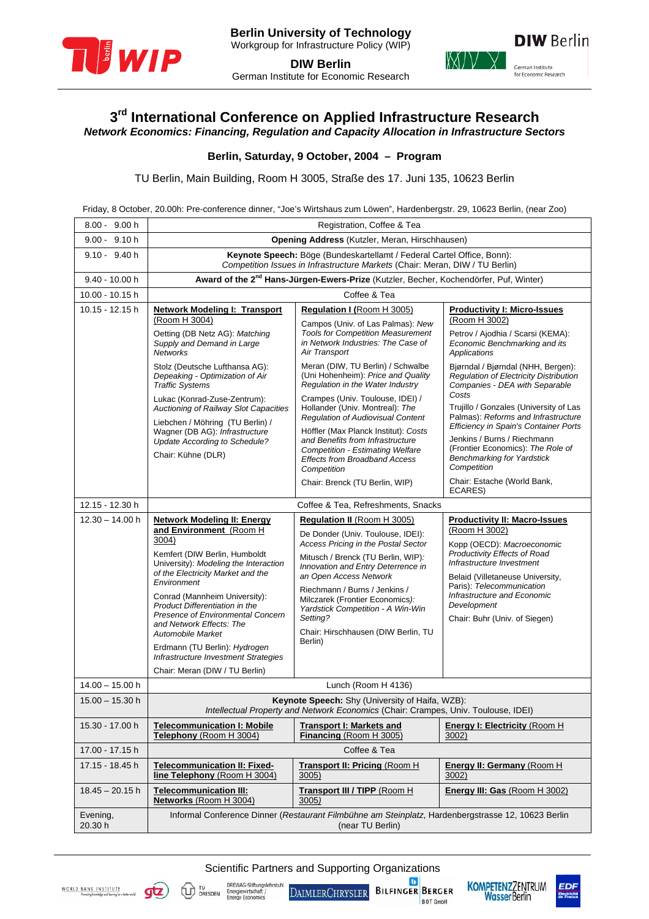**Berlin University of Technology**
Workgroup for Infrastructure Policy (WIP)

**DIW Berlin**
German Institute for Economic Research

# 3rd International Conference on Applied Infrastructure Research

***Network Economics: Financing, Regulation and Capacity Allocation in Infrastructure Sectors***

**Berlin, Saturday, 9 October, 2004 – Program**

TU Berlin, Main Building, Room H 3005, Straße des 17. Juni 135, 10623 Berlin

Friday, 8 October, 20.00h: Pre-conference dinner, "Joe's Wirtshaus zum Löwen", Hardenbergstr. 29, 10623 Berlin, (near Zoo)

| Time | | | |
|---|---|---|---|
| 8.00 - 9.00 h | Registration, Coffee & Tea | | |
| 9.00 - 9.10 h | **Opening Address** (Kutzler, Meran, Hirschhausen) | | |
| 9.10 - 9.40 h | **Keynote Speech:** Böge (Bundeskartellamt / Federal Cartel Office, Bonn): *Competition Issues in Infrastructure Markets* (Chair: Meran, DIW / TU Berlin) | | |
| 9.40 - 10.00 h | **Award of the 2nd Hans-Jürgen-Ewers-Prize** (Kutzler, Becher, Kochendörfer, Puf, Winter) | | |
| 10.00 - 10.15 h | Coffee & Tea | | |
| 10.15 - 12.15 h | **Network Modeling I: Transport** (Room H 3004)<br>Oetting (DB Netz AG): *Matching Supply and Demand in Large Networks*<br>Stolz (Deutsche Lufthansa AG): *Depeaking - Optimization of Air Traffic Systems*<br>Lukac (Konrad-Zuse-Zentrum): *Auctioning of Railway Slot Capacities*<br>Liebchen / Möhring (TU Berlin) / Wagner (DB AG): *Infrastructure Update According to Schedule?*<br>Chair: Kühne (DLR) | **Regulation I** (Room H 3005)<br>Campos (Univ. of Las Palmas): *New Tools for Competition Measurement in Network Industries: The Case of Air Transport*<br>Meran (DIW, TU Berlin) / Schwalbe (Uni Hohenheim): *Price and Quality Regulation in the Water Industry*<br>Crampes (Univ. Toulouse, IDEI) / Hollander (Univ. Montreal): *The Regulation of Audiovisual Content*<br>Höffler (Max Planck Institut): *Costs and Benefits from Infrastructure Competition - Estimating Welfare Effects from Broadband Access Competition*<br>Chair: Brenck (TU Berlin, WIP) | **Productivity I: Micro-Issues** (Room H 3002)<br>Petrov / Ajodhia / Scarsi (KEMA): *Economic Benchmarking and its Applications*<br>Bjørndal / Bjørndal (NHH, Bergen): *Regulation of Electricity Distribution Companies - DEA with Separable Costs*<br>Trujillo / Gonzales (University of Las Palmas): *Reforms and Infrastructure Efficiency in Spain's Container Ports*<br>Jenkins / Burns / Riechmann (Frontier Economics): *The Role of Benchmarking for Yardstick Competition*<br>Chair: Estache (World Bank, ECARES) |
| 12.15 - 12.30 h | Coffee & Tea, Refreshments, Snacks | | |
| 12.30 – 14.00 h | **Network Modeling II: Energy and Environment** (Room H 3004)<br>Kemfert (DIW Berlin, Humboldt University): *Modeling the Interaction of the Electricity Market and the Environment*<br>Conrad (Mannheim University): *Product Differentiation in the Presence of Environmental Concern and Network Effects: The Automobile Market*<br>Erdmann (TU Berlin): *Hydrogen Infrastructure Investment Strategies*<br>Chair: Meran (DIW / TU Berlin) | **Regulation II** (Room H 3005)<br>De Donder (Univ. Toulouse, IDEI): *Access Pricing in the Postal Sector*<br>Mitusch / Brenck (TU Berlin, WIP): *Innovation and Entry Deterrence in an Open Access Network*<br>Riechmann / Burns / Jenkins / Milczarek (Frontier Economics): *Yardstick Competition - A Win-Win Setting?*<br>Chair: Hirschhausen (DIW Berlin, TU Berlin) | **Productivity II: Macro-Issues** (Room H 3002)<br>Kopp (OECD): *Macroeconomic Productivity Effects of Road Infrastructure Investment*<br>Belaid (Villetaneuse University, Paris): *Telecommunication Infrastructure and Economic Development*<br>Chair: Buhr (Univ. of Siegen) |
| 14.00 – 15.00 h | Lunch (Room H 4136) | | |
| 15.00 – 15.30 h | **Keynote Speech:** Shy (University of Haifa, WZB): *Intellectual Property and Network Economics* (Chair: Crampes, Univ. Toulouse, IDEI) | | |
| 15.30 - 17.00 h | **Telecommunication I: Mobile Telephony** (Room H 3004) | **Transport I: Markets and Financing** (Room H 3005) | **Energy I: Electricity** (Room H 3002) |
| 17.00 - 17.15 h | Coffee & Tea | | |
| 17.15 - 18.45 h | **Telecommunication II: Fixed-line Telephony** (Room H 3004) | **Transport II: Pricing** (Room H 3005) | **Energy II: Germany** (Room H 3002) |
| 18.45 – 20.15 h | **Telecommunication III: Networks** (Room H 3004) | **Transport III / TIPP** (Room H 3005) | **Energy III: Gas** (Room H 3002) |
| Evening, 20.30 h | Informal Conference Dinner (*Restaurant Filmbühne am Steinplatz*, Hardenbergstrasse 12, 10623 Berlin (near TU Berlin) | | |

Scientific Partners and Supporting Organizations

World Bank Institute, gtz, TU Dresden, DREWAG-Stiftungslehrstuhl Energiewirtschaft / Energy Economics, DaimlerChrysler, Bilfinger Berger BOT GmbH, Kompetenzzentrum Wasser Berlin, EDF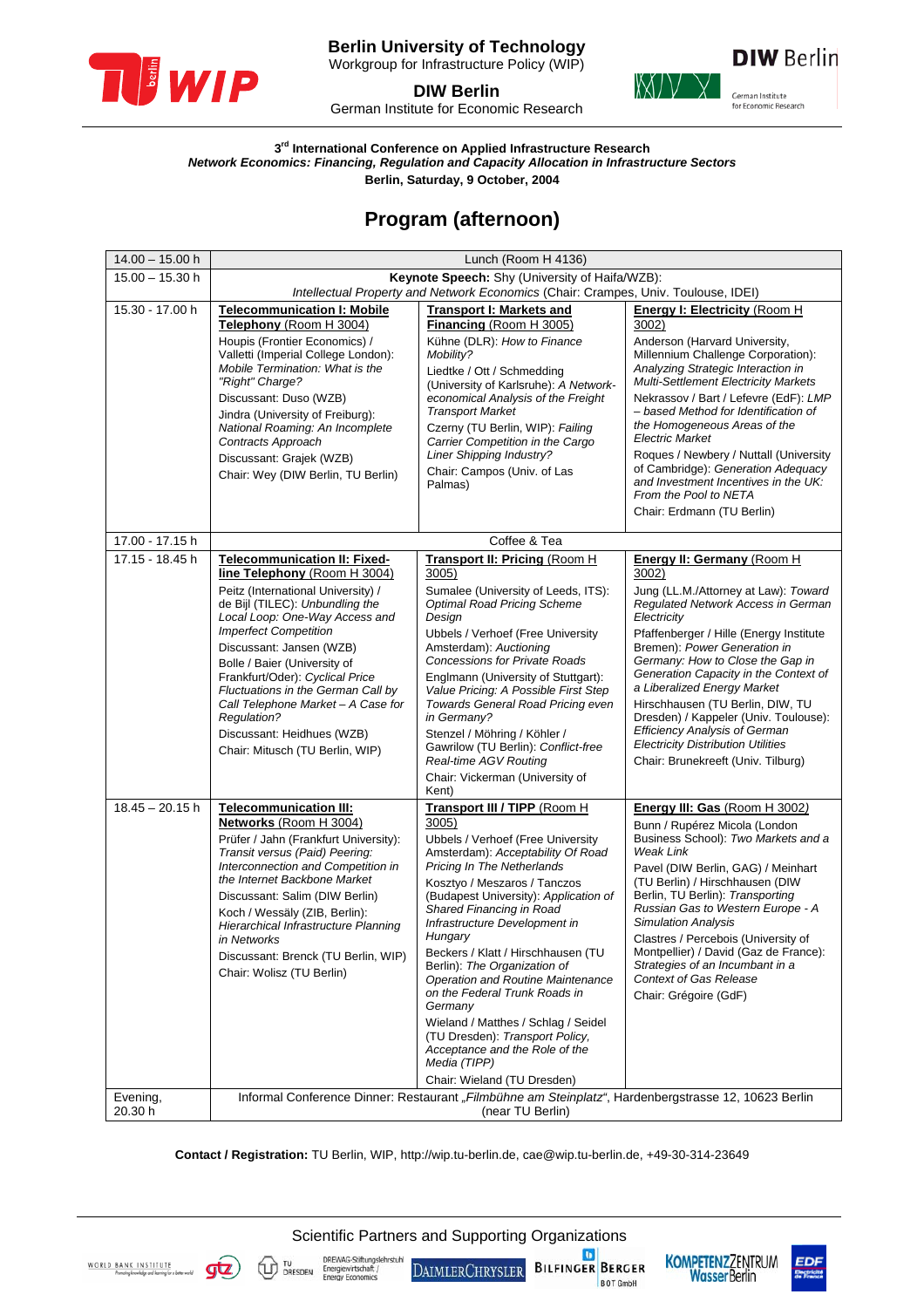Berlin University of Technology
Workgroup for Infrastructure Policy (WIP)

**DIW Berlin**
German Institute for Economic Research

**3rd International Conference on Applied Infrastructure Research**
***Network Economics: Financing, Regulation and Capacity Allocation in Infrastructure Sectors***
**Berlin, Saturday, 9 October, 2004**

# Program (afternoon)

| | | | |
|---|---|---|---|
| 14.00 – 15.00 h | Lunch (Room H 4136) | | |
| 15.00 – 15.30 h | **Keynote Speech:** Shy (University of Haifa/WZB): *Intellectual Property and Network Economics* (Chair: Crampes, Univ. Toulouse, IDEI) | | |
| 15.30 - 17.00 h | **Telecommunication I: Mobile Telephony** (Room H 3004)<br>Houpis (Frontier Economics) / Valletti (Imperial College London): *Mobile Termination: What is the "Right" Charge?*<br>Discussant: Duso (WZB)<br>Jindra (University of Freiburg): *National Roaming: An Incomplete Contracts Approach*<br>Discussant: Grajek (WZB)<br>Chair: Wey (DIW Berlin, TU Berlin) | **Transport I: Markets and Financing** (Room H 3005)<br>Kühne (DLR): *How to Finance Mobility?*<br>Liedtke / Ott / Schmedding (University of Karlsruhe): *A Network-economical Analysis of the Freight Transport Market*<br>Czerny (TU Berlin, WIP): *Failing Carrier Competition in the Cargo Liner Shipping Industry?*<br>Chair: Campos (Univ. of Las Palmas) | **Energy I: Electricity** (Room H 3002)<br>Anderson (Harvard University, Millennium Challenge Corporation): *Analyzing Strategic Interaction in Multi-Settlement Electricity Markets*<br>Nekrassov / Bart / Lefevre (EdF): *LMP – based Method for Identification of the Homogeneous Areas of the Electric Market*<br>Roques / Newbery / Nuttall (University of Cambridge): *Generation Adequacy and Investment Incentives in the UK: From the Pool to NETA*<br>Chair: Erdmann (TU Berlin) |
| 17.00 - 17.15 h | Coffee & Tea | | |
| 17.15 - 18.45 h | **Telecommunication II: Fixed-line Telephony** (Room H 3004)<br>Peitz (International University) / de Bijl (TILEC): *Unbundling the Local Loop: One-Way Access and Imperfect Competition*<br>Discussant: Jansen (WZB)<br>Bolle / Baier (University of Frankfurt/Oder): *Cyclical Price Fluctuations in the German Call by Call Telephone Market – A Case for Regulation?*<br>Discussant: Heidhues (WZB)<br>Chair: Mitusch (TU Berlin, WIP) | **Transport II: Pricing** (Room H 3005)<br>Sumalee (University of Leeds, ITS): *Optimal Road Pricing Scheme Design*<br>Ubbels / Verhoef (Free University Amsterdam): *Auctioning Concessions for Private Roads*<br>Englmann (University of Stuttgart): *Value Pricing: A Possible First Step Towards General Road Pricing even in Germany?*<br>Stenzel / Möhring / Köhler / Gawrilow (TU Berlin): *Conflict-free Real-time AGV Routing*<br>Chair: Vickerman (University of Kent) | **Energy II: Germany** (Room H 3002)<br>Jung (LL.M./Attorney at Law): *Toward Regulated Network Access in German Electricity*<br>Pfaffenberger / Hille (Energy Institute Bremen): *Power Generation in Germany: How to Close the Gap in Generation Capacity in the Context of a Liberalized Energy Market*<br>Hirschhausen (TU Berlin, DIW, TU Dresden) / Kappeler (Univ. Toulouse): *Efficiency Analysis of German Electricity Distribution Utilities*<br>Chair: Brunekreeft (Univ. Tilburg) |
| 18.45 – 20.15 h | **Telecommunication III: Networks** (Room H 3004)<br>Prüfer / Jahn (Frankfurt University): *Transit versus (Paid) Peering: Interconnection and Competition in the Internet Backbone Market*<br>Discussant: Salim (DIW Berlin)<br>Koch / Wessäly (ZIB, Berlin): *Hierarchical Infrastructure Planning in Networks*<br>Discussant: Brenck (TU Berlin, WIP)<br>Chair: Wolisz (TU Berlin) | **Transport III / TIPP** (Room H 3005)<br>Ubbels / Verhoef (Free University Amsterdam): *Acceptability Of Road Pricing In The Netherlands*<br>Kosztyo / Meszaros / Tanczos (Budapest University): *Application of Shared Financing in Road Infrastructure Development in Hungary*<br>Beckers / Klatt / Hirschhausen (TU Berlin): *The Organization of Operation and Routine Maintenance on the Federal Trunk Roads in Germany*<br>Wieland / Matthes / Schlag / Seidel (TU Dresden): *Transport Policy, Acceptance and the Role of the Media (TIPP)*<br>Chair: Wieland (TU Dresden) | **Energy III: Gas** (Room H 3002)<br>Bunn / Rupérez Micola (London Business School): *Two Markets and a Weak Link*<br>Pavel (DIW Berlin, GAG) / Meinhart (TU Berlin) / Hirschhausen (DIW Berlin, TU Berlin): *Transporting Russian Gas to Western Europe - A Simulation Analysis*<br>Clastres / Percebois (University of Montpellier) / David (Gaz de France): *Strategies of an Incumbant in a Context of Gas Release*<br>Chair: Grégoire (GdF) |
| Evening, 20.30 h | Informal Conference Dinner: Restaurant „Filmbühne am Steinplatz", Hardenbergstrasse 12, 10623 Berlin (near TU Berlin) | | |

**Contact / Registration:** TU Berlin, WIP, http://wip.tu-berlin.de, cae@wip.tu-berlin.de, +49-30-314-23649

Scientific Partners and Supporting Organizations